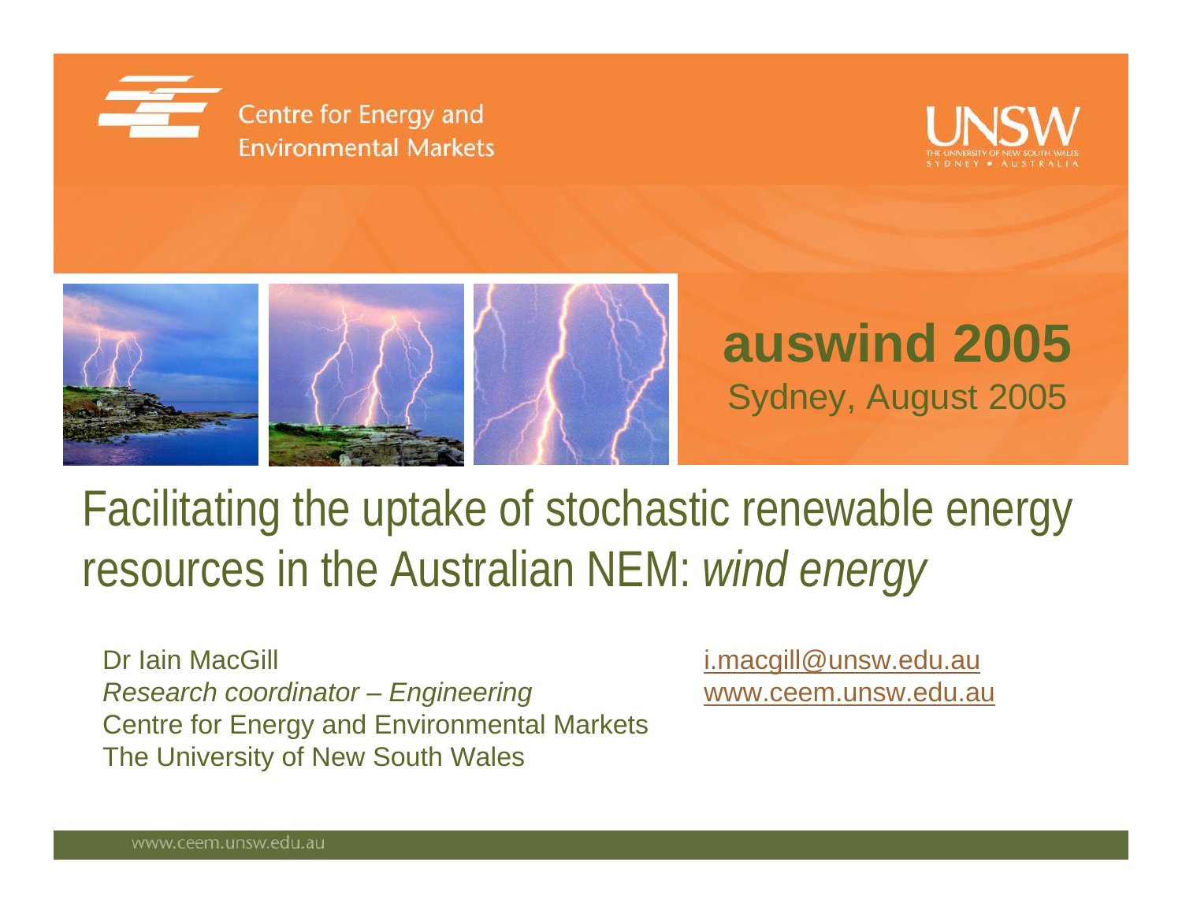Centre for Energy and Environmental Markets

UNSW
THE UNIVERSITY OF NEW SOUTH WALES
SYDNEY • AUSTRALIA

**auswind 2005**
Sydney, August 2005

# Facilitating the uptake of stochastic renewable energy resources in the Australian NEM: *wind energy*

Dr Iain MacGill
*Research coordinator – Engineering*
Centre for Energy and Environmental Markets
The University of New South Wales

i.macgill@unsw.edu.au
www.ceem.unsw.edu.au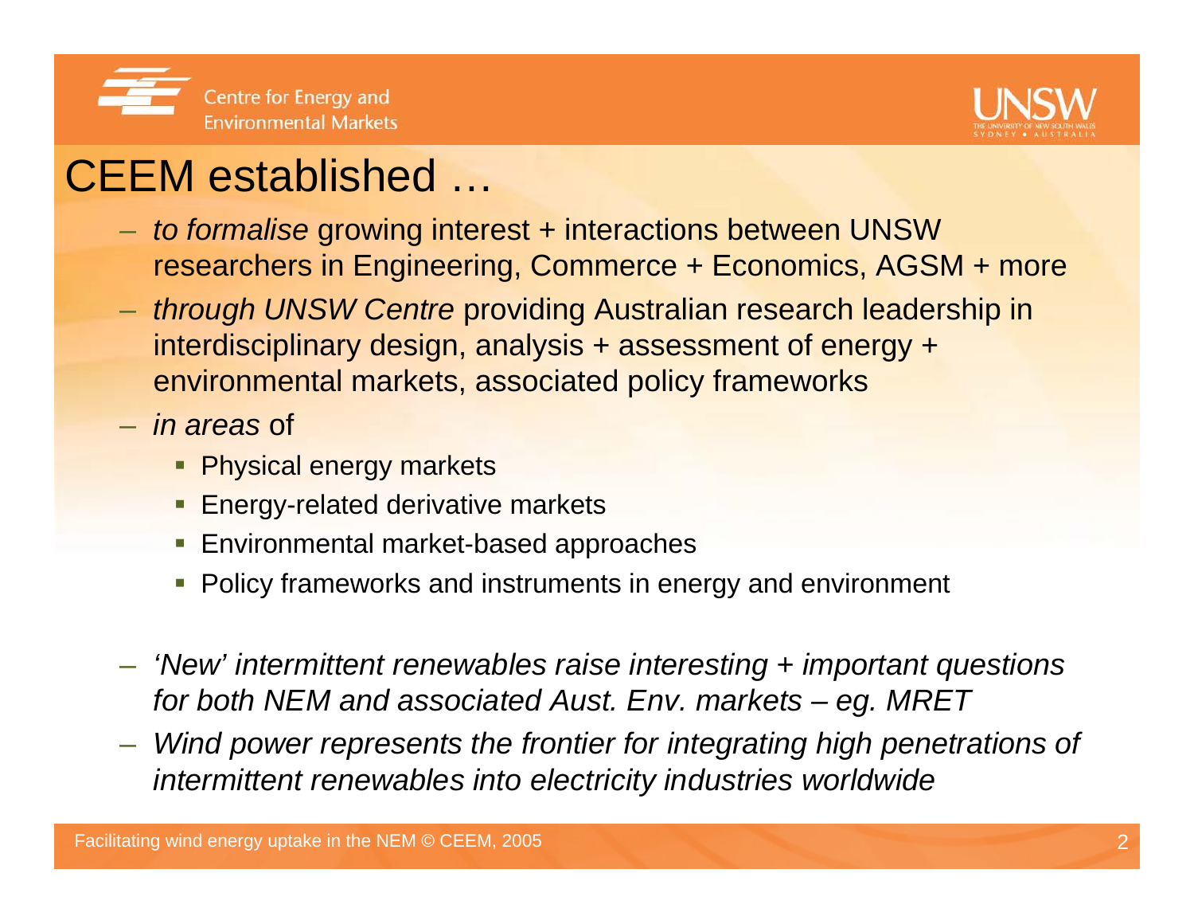# CEEM established …

- *to formalise* growing interest + interactions between UNSW researchers in Engineering, Commerce + Economics, AGSM + more
- *through UNSW Centre* providing Australian research leadership in interdisciplinary design, analysis + assessment of energy + environmental markets, associated policy frameworks
- *in areas* of
  - Physical energy markets
  - Energy-related derivative markets
  - Environmental market-based approaches
  - Policy frameworks and instruments in energy and environment

- *'New' intermittent renewables raise interesting + important questions for both NEM and associated Aust. Env. markets – eg. MRET*
- *Wind power represents the frontier for integrating high penetrations of intermittent renewables into electricity industries worldwide*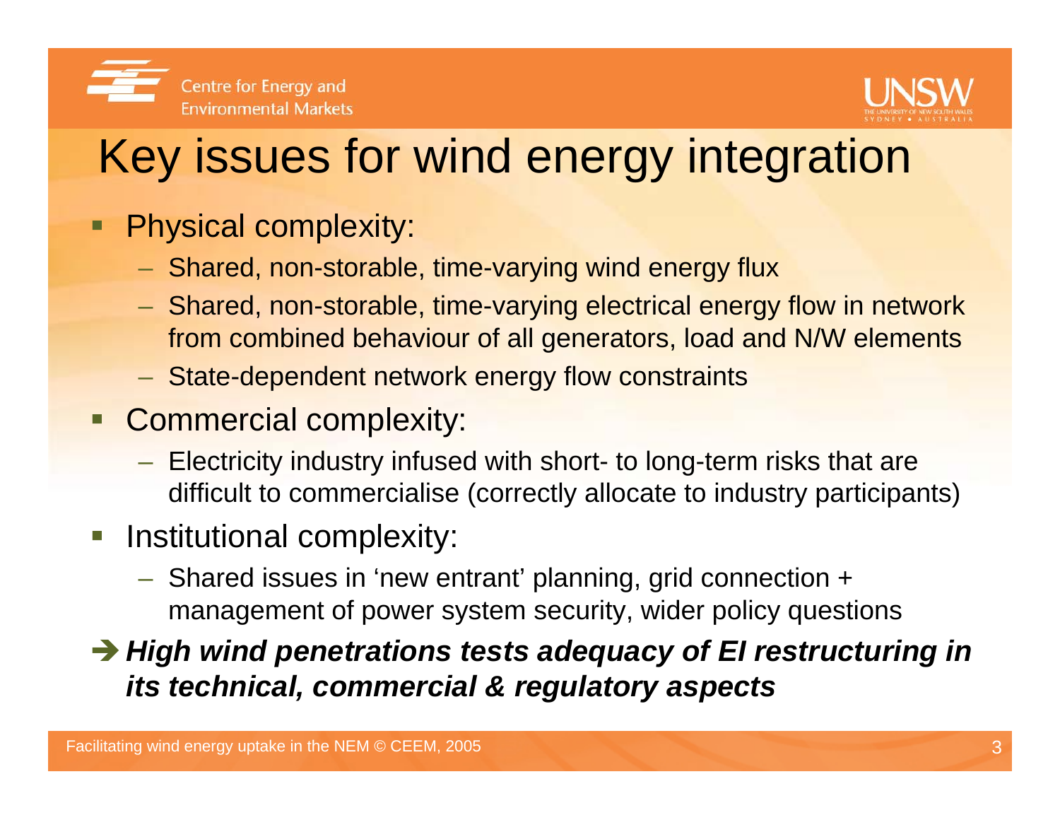# Key issues for wind energy integration

- Physical complexity:
  - Shared, non-storable, time-varying wind energy flux
  - Shared, non-storable, time-varying electrical energy flow in network from combined behaviour of all generators, load and N/W elements
  - State-dependent network energy flow constraints
- Commercial complexity:
  - Electricity industry infused with short- to long-term risks that are difficult to commercialise (correctly allocate to industry participants)
- Institutional complexity:
  - Shared issues in 'new entrant' planning, grid connection + management of power system security, wider policy questions

➔ ***High wind penetrations tests adequacy of EI restructuring in its technical, commercial & regulatory aspects***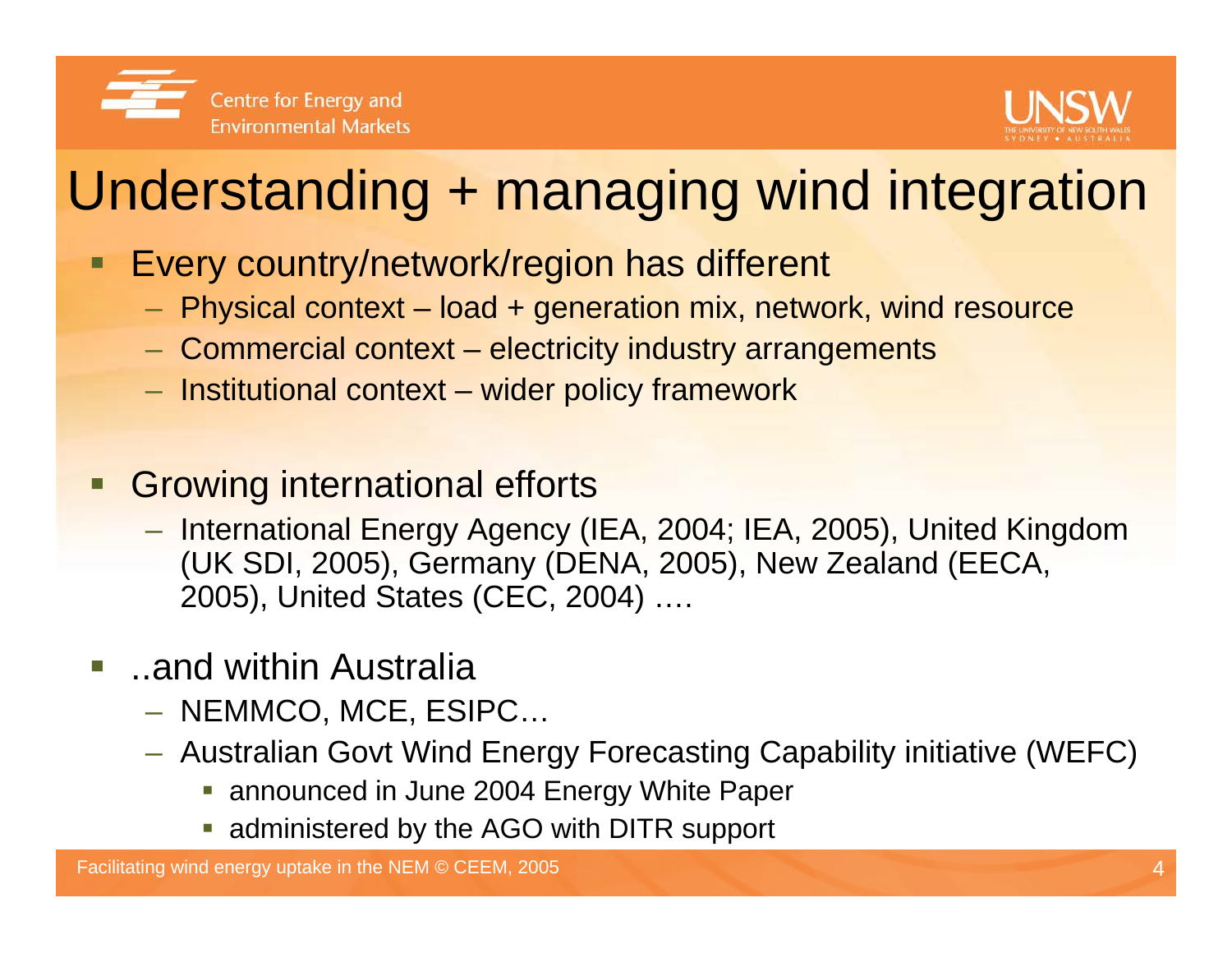# Understanding + managing wind integration

- Every country/network/region has different
  - Physical context – load + generation mix, network, wind resource
  - Commercial context – electricity industry arrangements
  - Institutional context – wider policy framework
- Growing international efforts
  - International Energy Agency (IEA, 2004; IEA, 2005), United Kingdom (UK SDI, 2005), Germany (DENA, 2005), New Zealand (EECA, 2005), United States (CEC, 2004) ….
- ..and within Australia
  - NEMMCO, MCE, ESIPC…
  - Australian Govt Wind Energy Forecasting Capability initiative (WEFC)
    - announced in June 2004 Energy White Paper
    - administered by the AGO with DITR support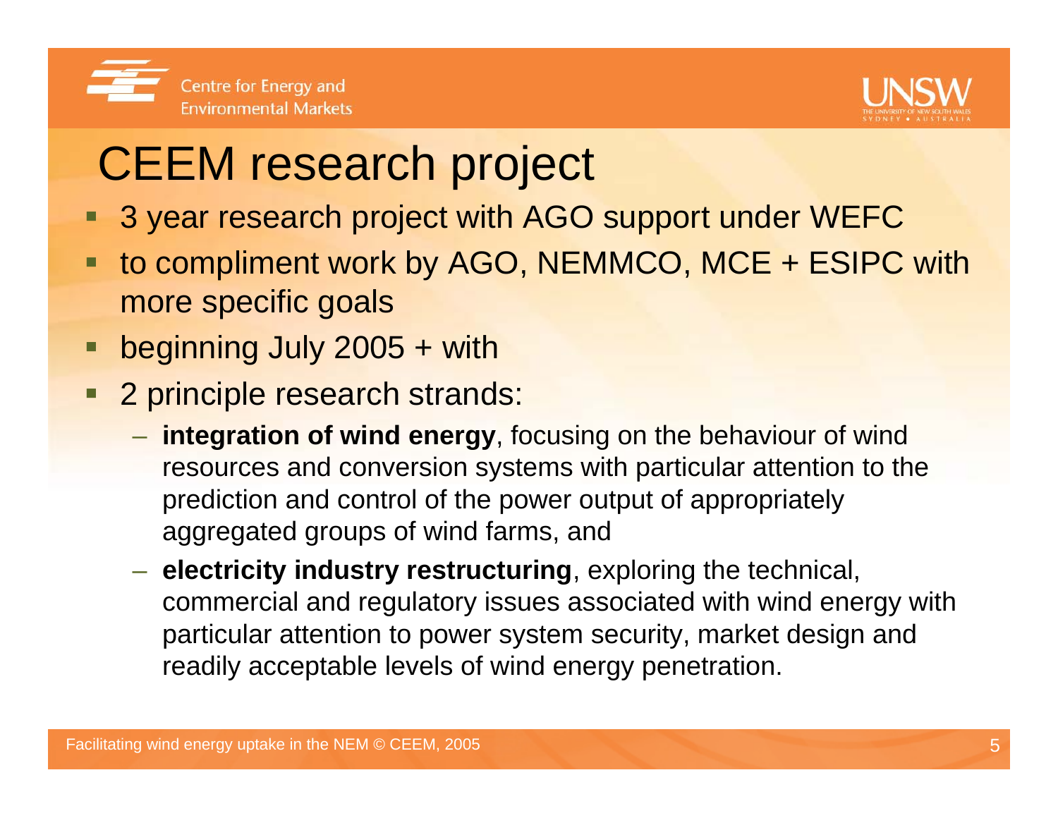# CEEM research project

- 3 year research project with AGO support under WEFC
- to compliment work by AGO, NEMMCO, MCE + ESIPC with more specific goals
- beginning July 2005 + with
- 2 principle research strands:
  - **integration of wind energy**, focusing on the behaviour of wind resources and conversion systems with particular attention to the prediction and control of the power output of appropriately aggregated groups of wind farms, and
  - **electricity industry restructuring**, exploring the technical, commercial and regulatory issues associated with wind energy with particular attention to power system security, market design and readily acceptable levels of wind energy penetration.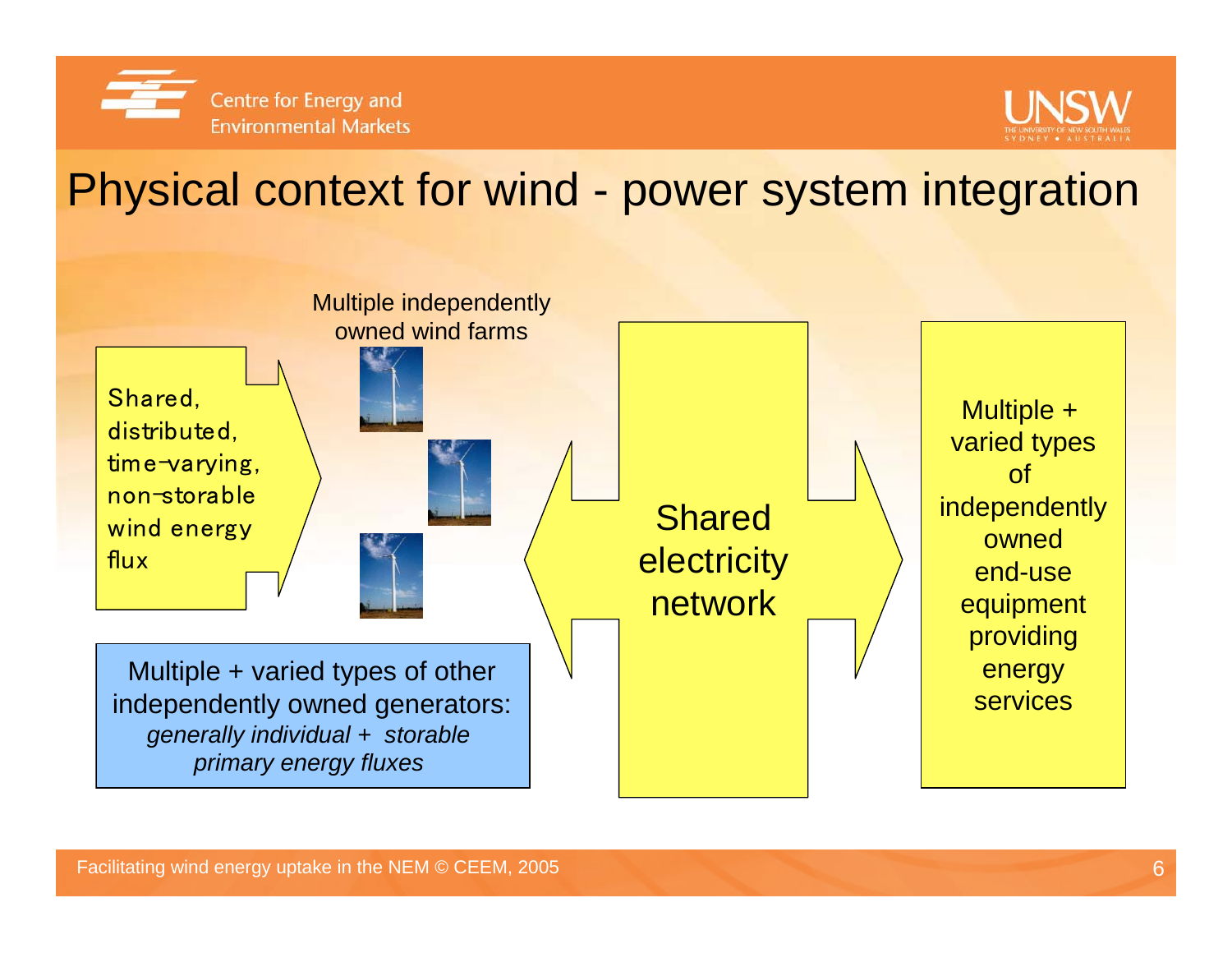# Physical context for wind - power system integration

Multiple independently owned wind farms

Shared, distributed, time-varying, non-storable wind energy flux

Multiple + varied types of other independently owned generators: *generally individual + storable primary energy fluxes*

Shared electricity network

Multiple + varied types of independently owned end-use equipment providing energy services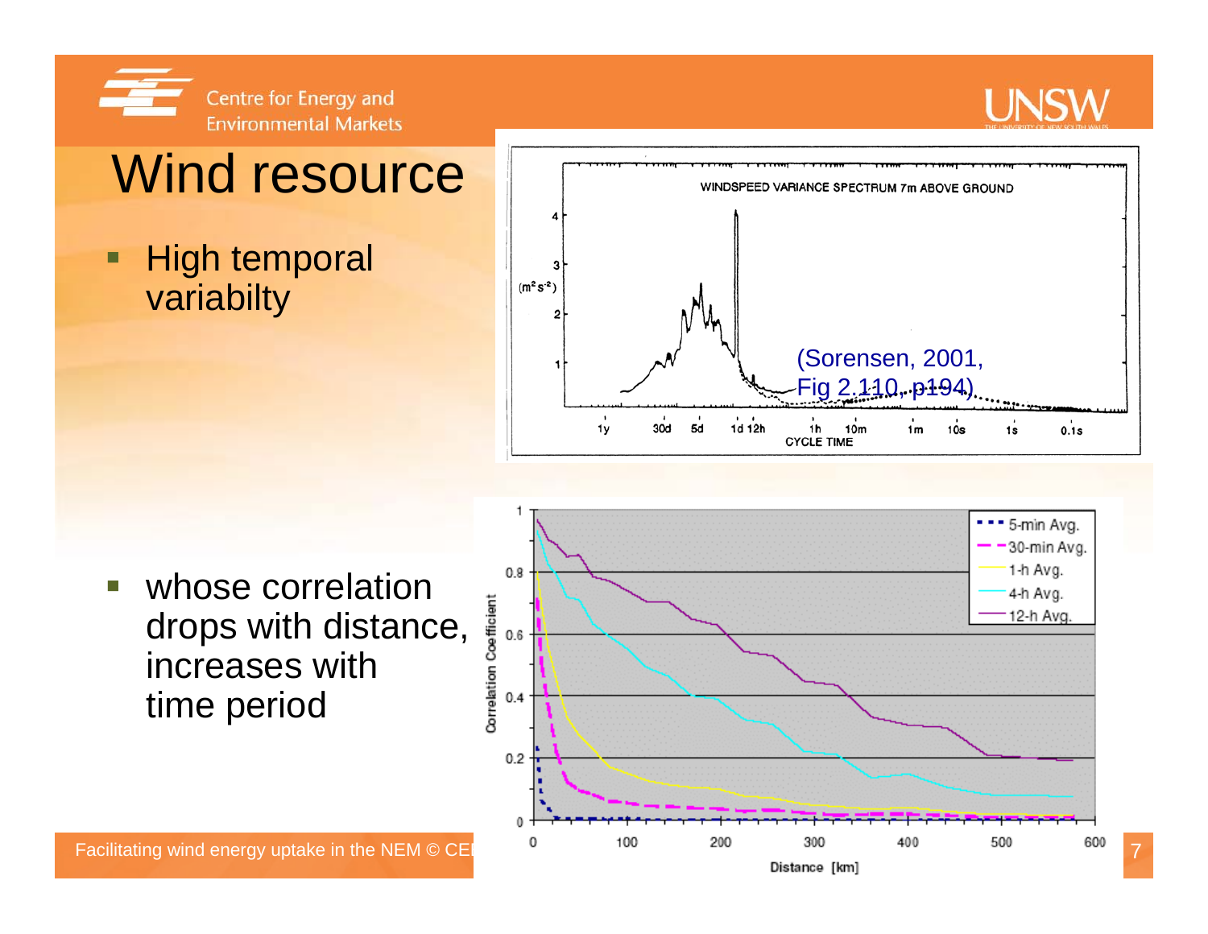# Wind resource

- High temporal variabilty

(Sorensen, 2001, Fig 2.110, p194)

- whose correlation drops with distance, increases with time period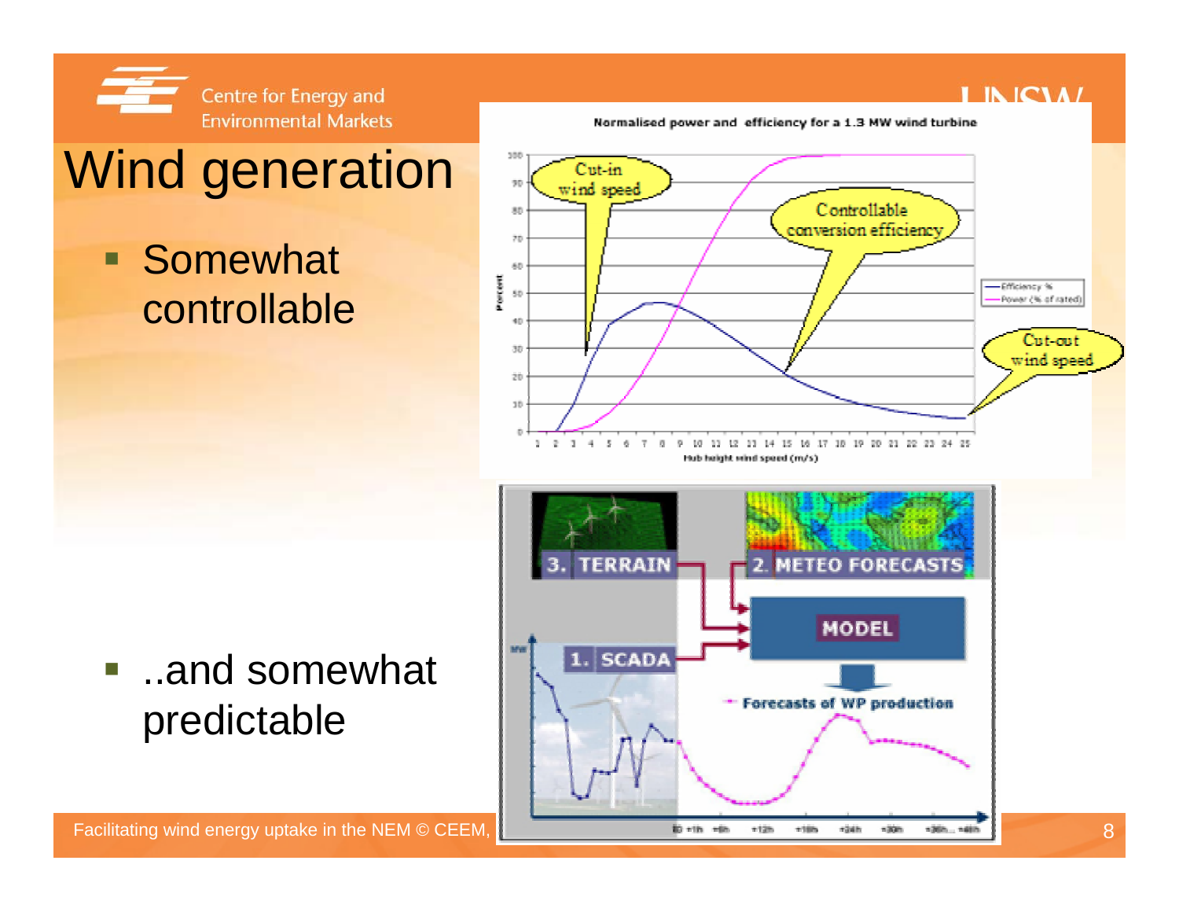# Wind generation

- Somewhat controllable

- ..and somewhat predictable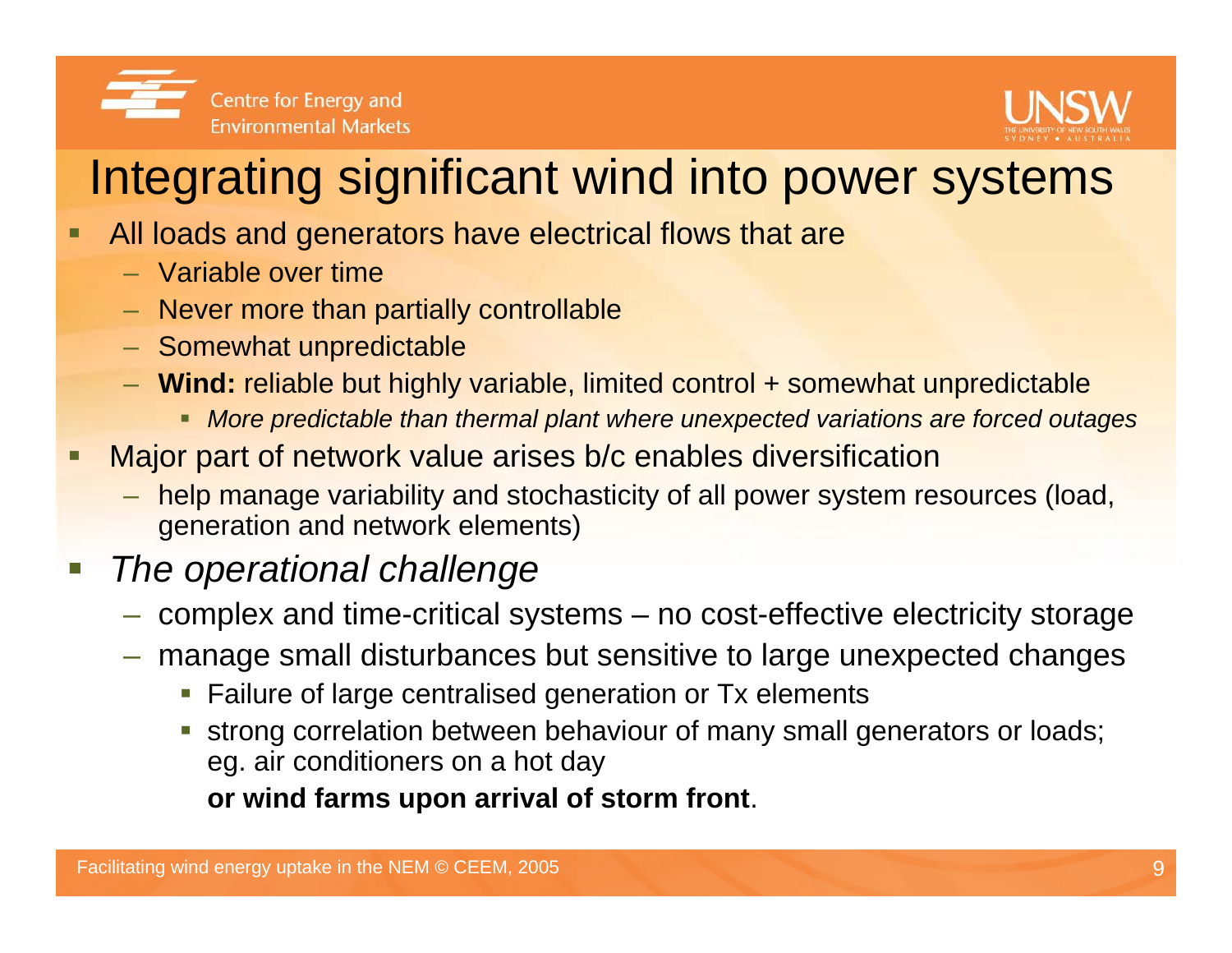# Integrating significant wind into power systems

- All loads and generators have electrical flows that are
  - Variable over time
  - Never more than partially controllable
  - Somewhat unpredictable
  - **Wind:** reliable but highly variable, limited control + somewhat unpredictable
    - *More predictable than thermal plant where unexpected variations are forced outages*
- Major part of network value arises b/c enables diversification
  - help manage variability and stochasticity of all power system resources (load, generation and network elements)
- *The operational challenge*
  - complex and time-critical systems – no cost-effective electricity storage
  - manage small disturbances but sensitive to large unexpected changes
    - Failure of large centralised generation or Tx elements
    - strong correlation between behaviour of many small generators or loads; eg. air conditioners on a hot day

      **or wind farms upon arrival of storm front**.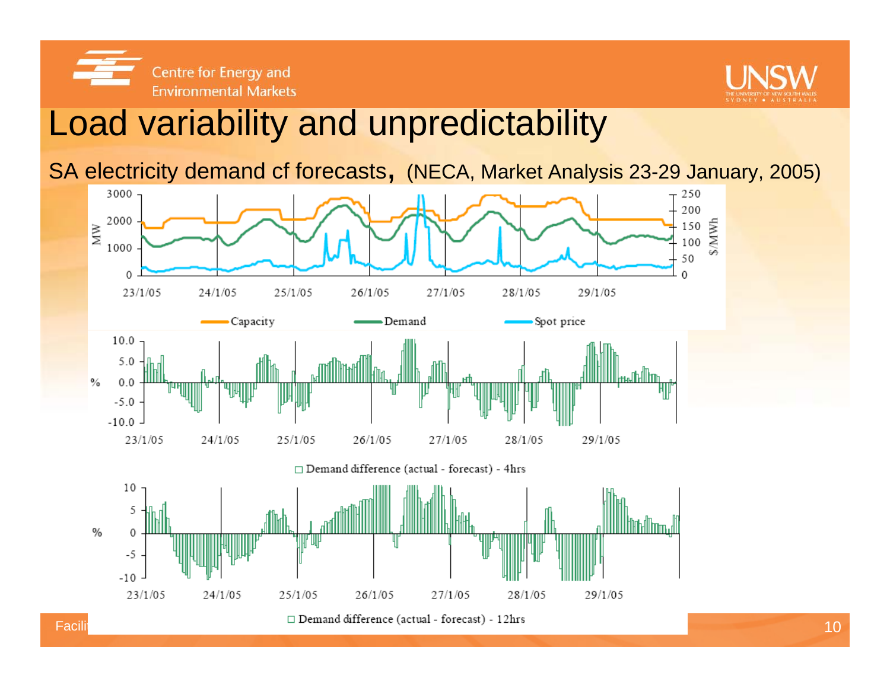# Load variability and unpredictability

SA electricity demand cf forecasts, (NECA, Market Analysis 23-29 January, 2005)

Capacity — Demand — Spot price

Demand difference (actual - forecast) - 4hrs

Demand difference (actual - forecast) - 12hrs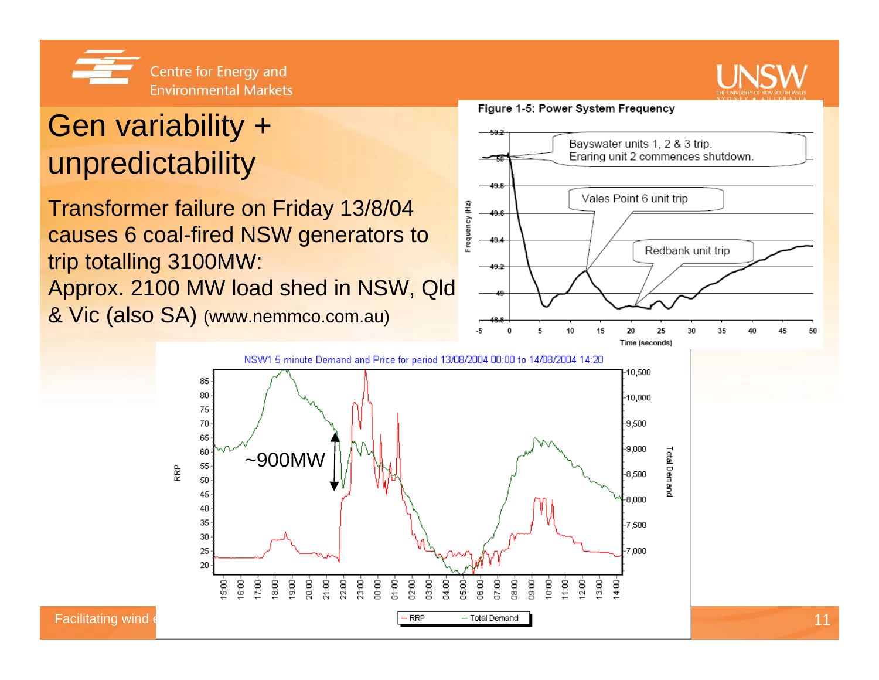# Gen variability + unpredictability

Transformer failure on Friday 13/8/04 causes 6 coal-fired NSW generators to trip totalling 3100MW:
Approx. 2100 MW load shed in NSW, Qld & Vic (also SA) (www.nemmco.com.au)

Figure 1-5: Power System Frequency

Bayswater units 1, 2 & 3 trip.
Eraring unit 2 commences shutdown.

Vales Point 6 unit trip

Redbank unit trip

NSW1 5 minute Demand and Price for period 13/08/2004 00:00 to 14/08/2004 14:20

~900MW

RRP — Total Demand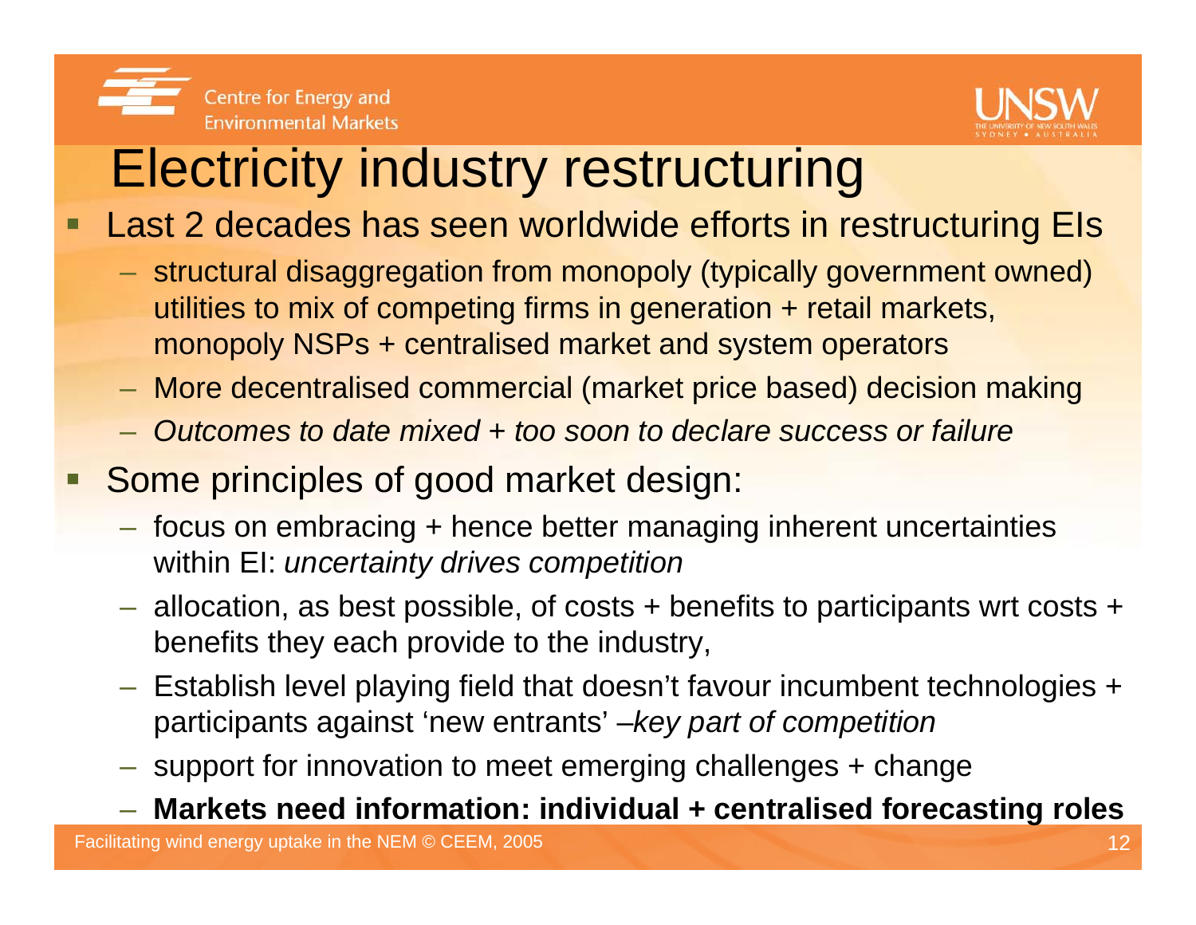# Electricity industry restructuring

- Last 2 decades has seen worldwide efforts in restructuring EIs
  - structural disaggregation from monopoly (typically government owned) utilities to mix of competing firms in generation + retail markets, monopoly NSPs + centralised market and system operators
  - More decentralised commercial (market price based) decision making
  - *Outcomes to date mixed + too soon to declare success or failure*
- Some principles of good market design:
  - focus on embracing + hence better managing inherent uncertainties within EI: *uncertainty drives competition*
  - allocation, as best possible, of costs + benefits to participants wrt costs + benefits they each provide to the industry,
  - Establish level playing field that doesn't favour incumbent technologies + participants against 'new entrants' *–key part of competition*
  - support for innovation to meet emerging challenges + change
  - **Markets need information: individual + centralised forecasting roles**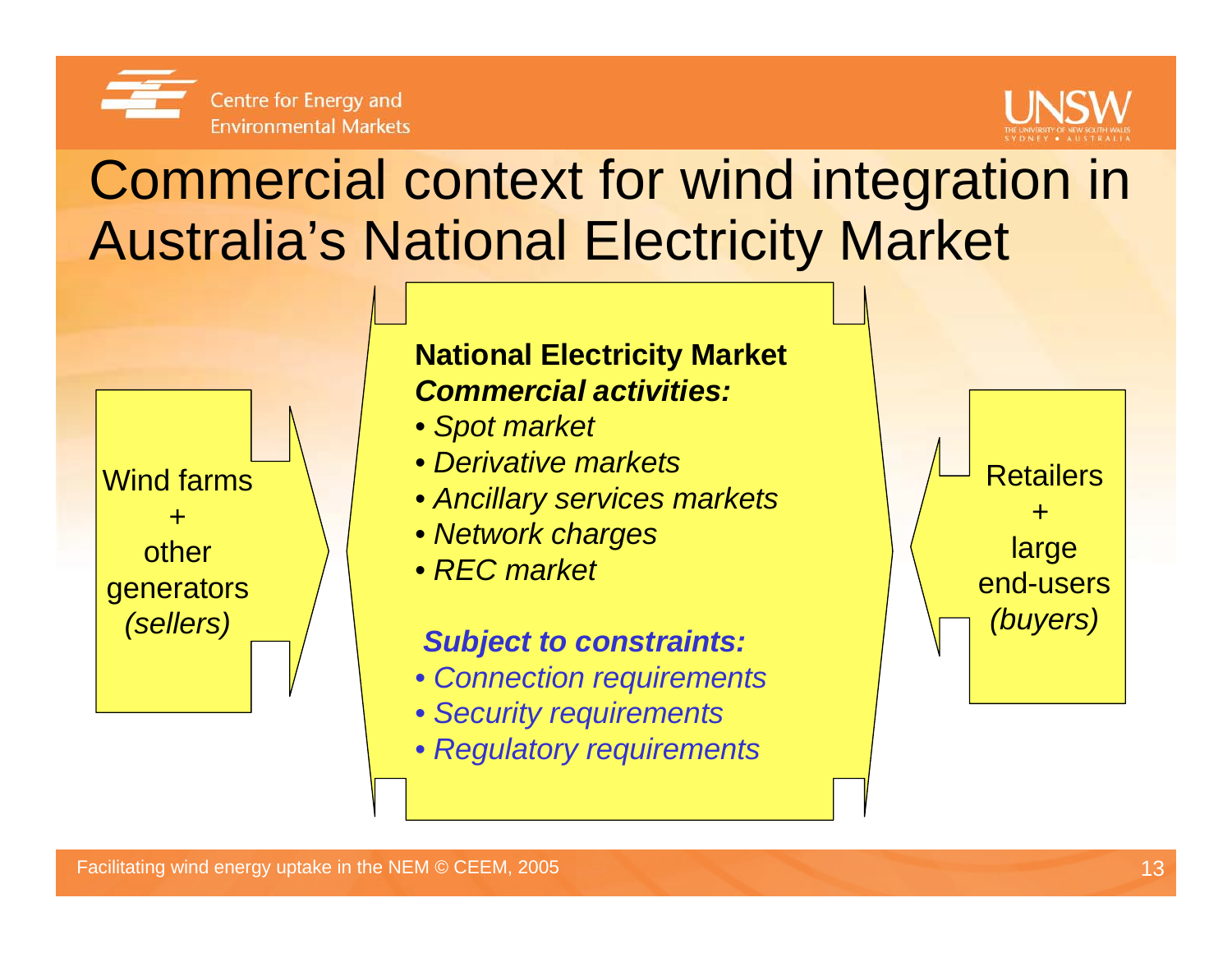# Commercial context for wind integration in Australia's National Electricity Market

Wind farms
+
other generators
*(sellers)*

**National Electricity Market**
***Commercial activities:***

- *Spot market*
- *Derivative markets*
- *Ancillary services markets*
- *Network charges*
- *REC market*

***Subject to constraints:***

- *Connection requirements*
- *Security requirements*
- *Regulatory requirements*

Retailers
+
large end-users
*(buyers)*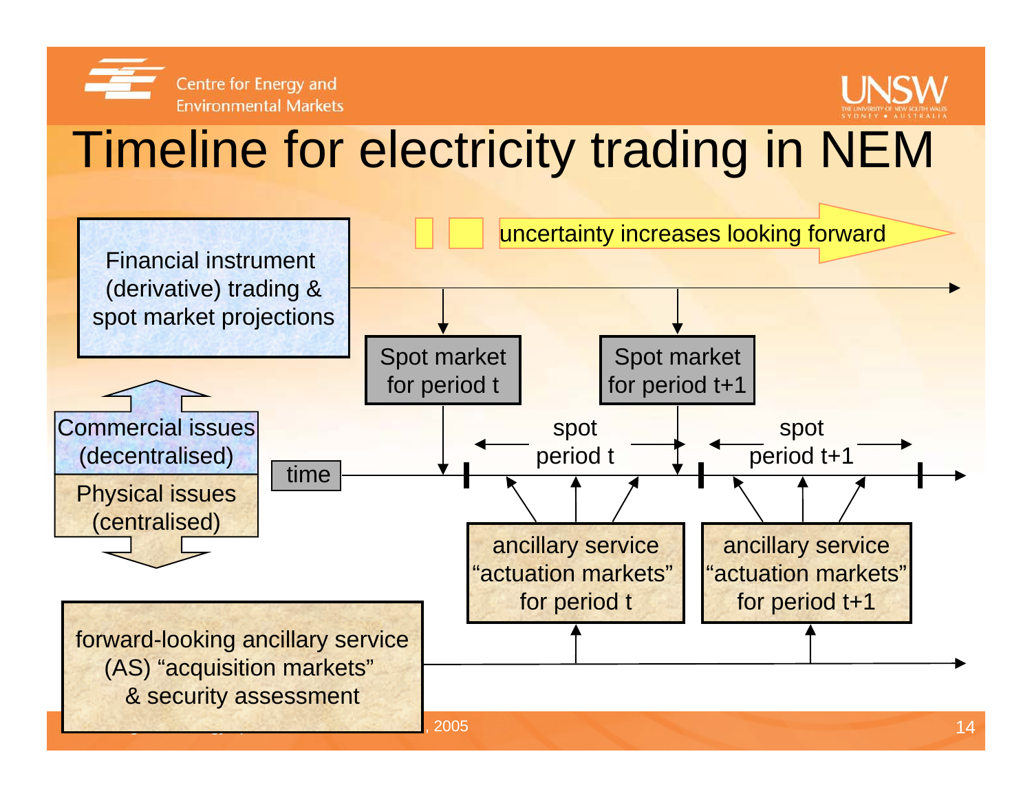# Timeline for electricity trading in NEM

uncertainty increases looking forward

Financial instrument (derivative) trading & spot market projections

Spot market for period t

Spot market for period t+1

Commercial issues (decentralised)

Physical issues (centralised)

time

spot period t

spot period t+1

ancillary service "actuation markets" for period t

ancillary service "actuation markets" for period t+1

forward-looking ancillary service (AS) "acquisition markets" & security assessment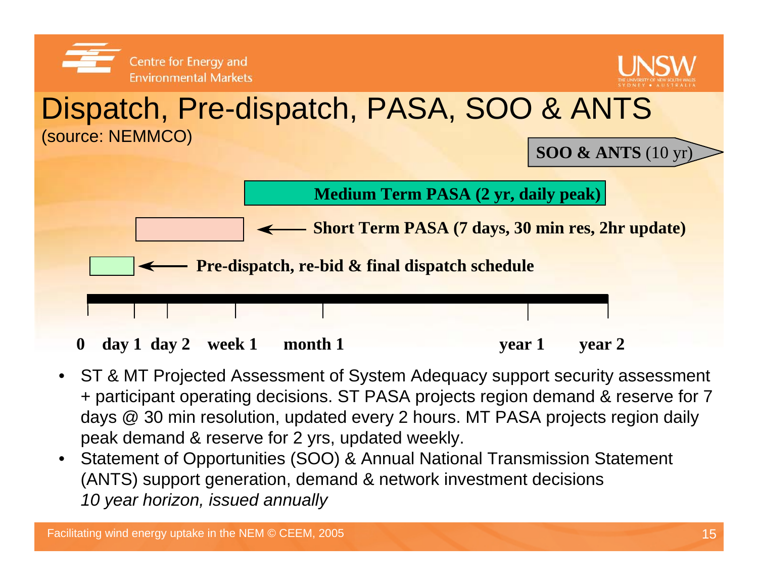# Dispatch, Pre-dispatch, PASA, SOO & ANTS

(source: NEMMCO)

**SOO & ANTS** (10 yr)

**Medium Term PASA (2 yr, daily peak)**

**Short Term PASA (7 days, 30 min res, 2hr update)**

**Pre-dispatch, re-bid & final dispatch schedule**

**0 day 1 day 2 week 1 month 1 year 1 year 2**

- ST & MT Projected Assessment of System Adequacy support security assessment + participant operating decisions. ST PASA projects region demand & reserve for 7 days @ 30 min resolution, updated every 2 hours. MT PASA projects region daily peak demand & reserve for 2 yrs, updated weekly.
- Statement of Opportunities (SOO) & Annual National Transmission Statement (ANTS) support generation, demand & network investment decisions
  *10 year horizon, issued annually*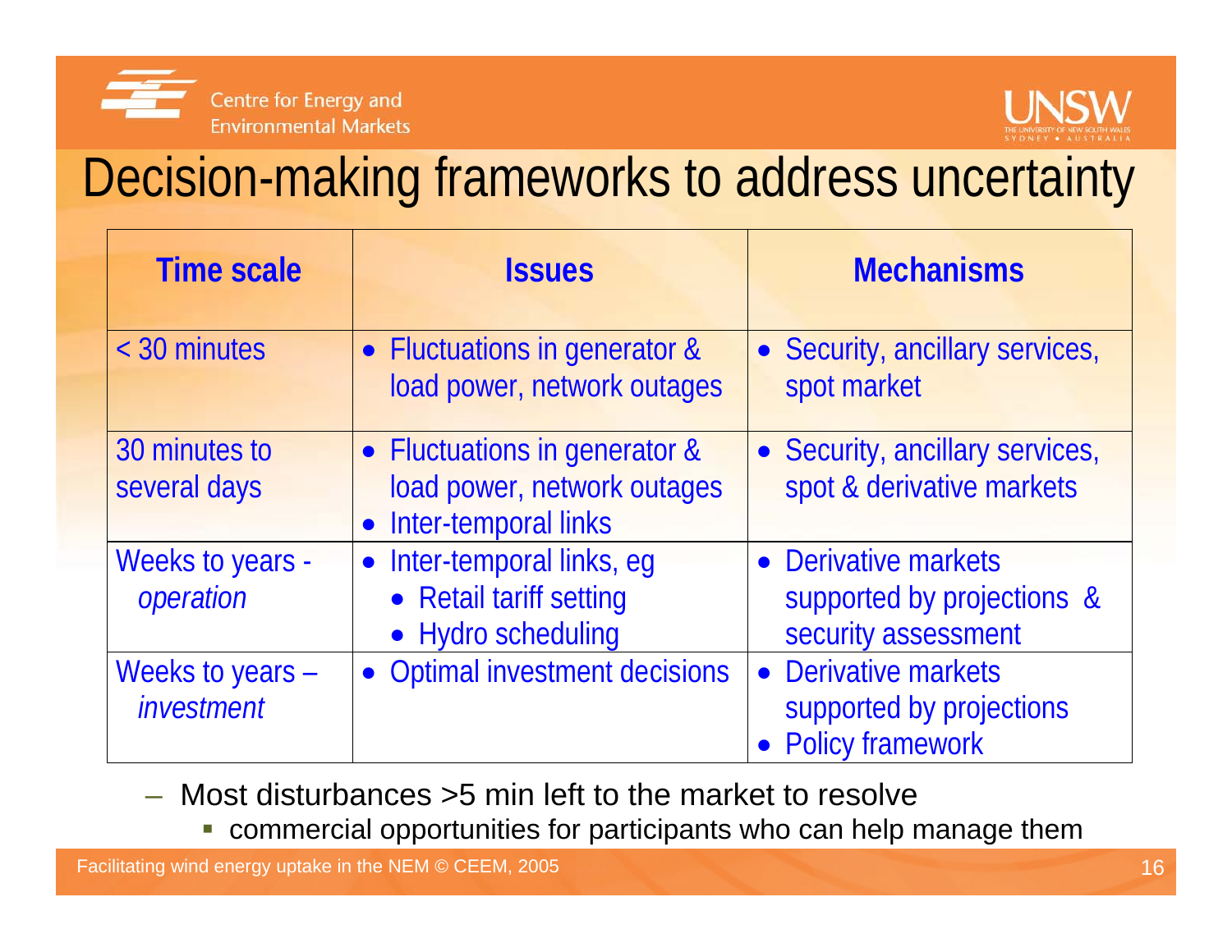# Decision-making frameworks to address uncertainty

| Time scale | Issues | Mechanisms |
|---|---|---|
| < 30 minutes | • Fluctuations in generator & load power, network outages | • Security, ancillary services, spot market |
| 30 minutes to several days | • Fluctuations in generator & load power, network outages<br>• Inter-temporal links | • Security, ancillary services, spot & derivative markets |
| Weeks to years - *operation* | • Inter-temporal links, eg<br>  • Retail tariff setting<br>  • Hydro scheduling | • Derivative markets supported by projections & security assessment |
| Weeks to years – *investment* | • Optimal investment decisions | • Derivative markets supported by projections<br>• Policy framework |

- Most disturbances >5 min left to the market to resolve
  - commercial opportunities for participants who can help manage them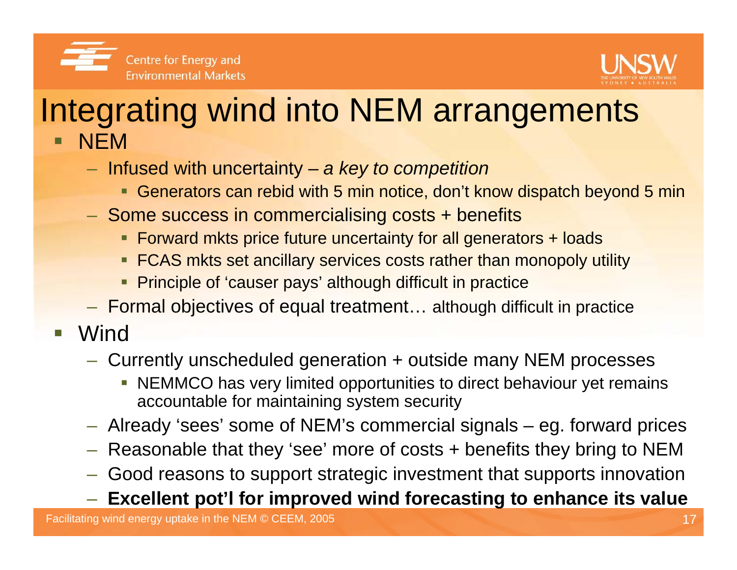# Integrating wind into NEM arrangements

- NEM
  - Infused with uncertainty – *a key to competition*
    - Generators can rebid with 5 min notice, don't know dispatch beyond 5 min
  - Some success in commercialising costs + benefits
    - Forward mkts price future uncertainty for all generators + loads
    - FCAS mkts set ancillary services costs rather than monopoly utility
    - Principle of 'causer pays' although difficult in practice
  - Formal objectives of equal treatment… although difficult in practice
- Wind
  - Currently unscheduled generation + outside many NEM processes
    - NEMMCO has very limited opportunities to direct behaviour yet remains accountable for maintaining system security
  - Already 'sees' some of NEM's commercial signals – eg. forward prices
  - Reasonable that they 'see' more of costs + benefits they bring to NEM
  - Good reasons to support strategic investment that supports innovation
  - **Excellent pot'l for improved wind forecasting to enhance its value**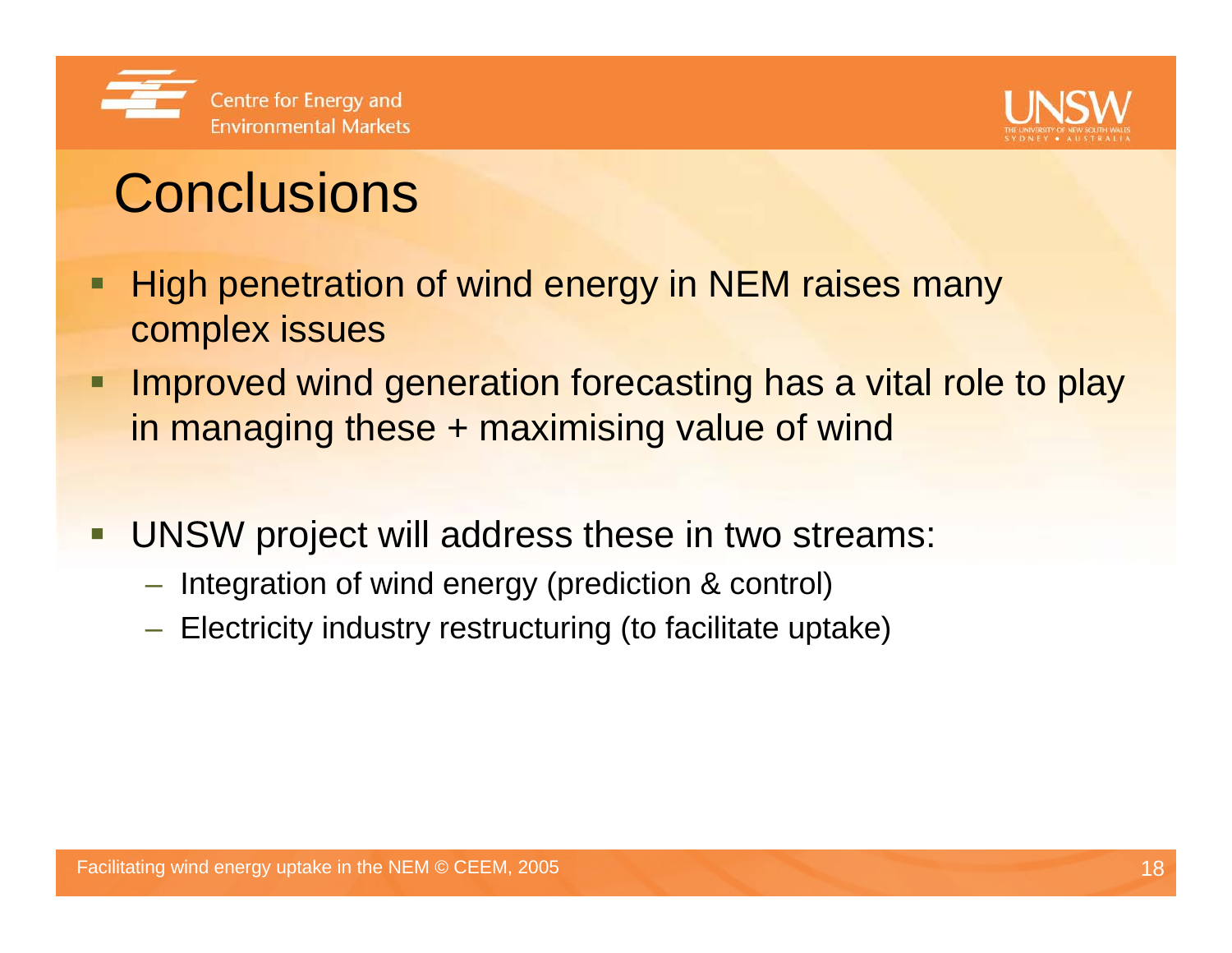# Conclusions

- High penetration of wind energy in NEM raises many complex issues
- Improved wind generation forecasting has a vital role to play in managing these + maximising value of wind

- UNSW project will address these in two streams:
  - Integration of wind energy (prediction & control)
  - Electricity industry restructuring (to facilitate uptake)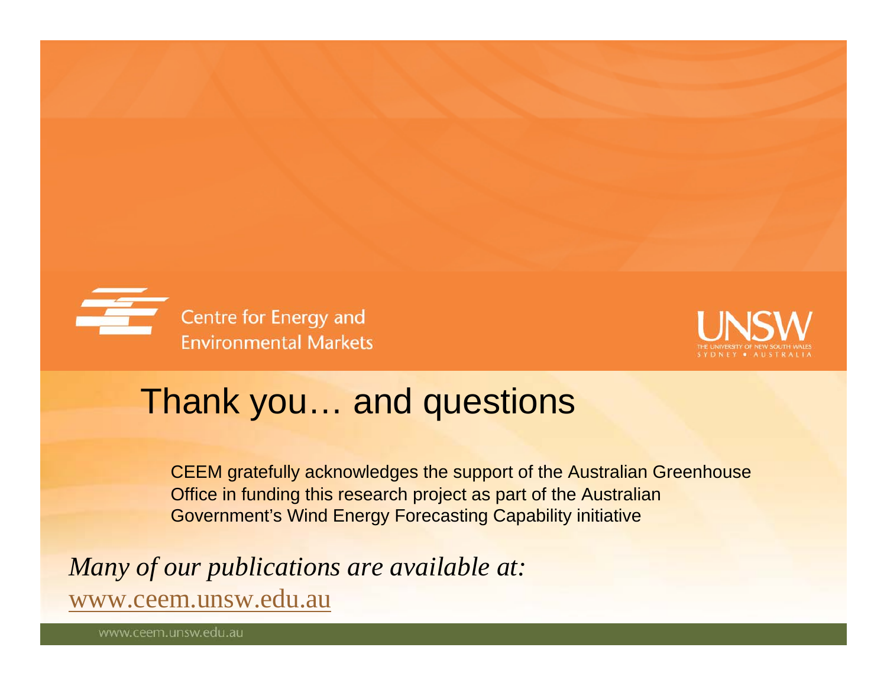Centre for Energy and Environmental Markets

UNSW

THE UNIVERSITY OF NEW SOUTH WALES SYDNEY • AUSTRALIA

# Thank you… and questions

CEEM gratefully acknowledges the support of the Australian Greenhouse Office in funding this research project as part of the Australian Government's Wind Energy Forecasting Capability initiative

*Many of our publications are available at:*
[www.ceem.unsw.edu.au](http://www.ceem.unsw.edu.au)